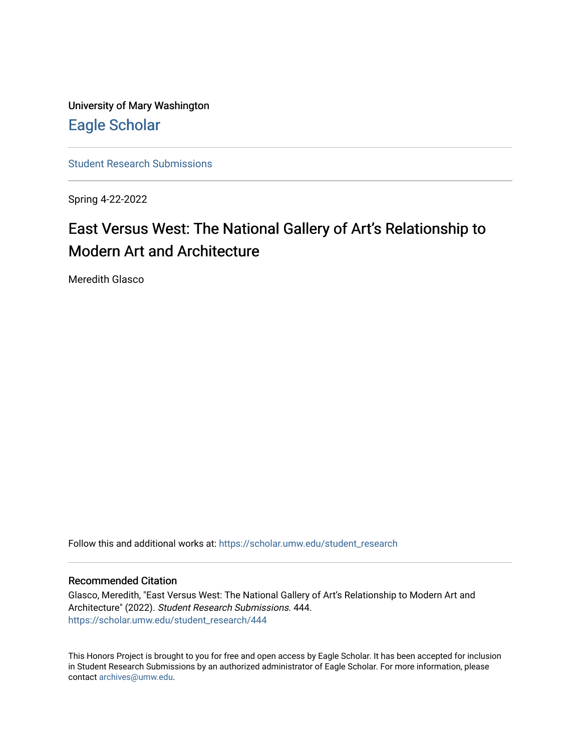University of Mary Washington

Eagle Scholar

Student Research Submissions

Spring 4-22-2022

# East Versus West: The National Gallery of Art's Relationship to Modern Art and Architecture

Meredith Glasco

Follow this and additional works at: https://scholar.umw.edu/student_research

## Recommended Citation

Glasco, Meredith, "East Versus West: The National Gallery of Art's Relationship to Modern Art and Architecture" (2022). *Student Research Submissions*. 444.
https://scholar.umw.edu/student_research/444

This Honors Project is brought to you for free and open access by Eagle Scholar. It has been accepted for inclusion in Student Research Submissions by an authorized administrator of Eagle Scholar. For more information, please contact archives@umw.edu.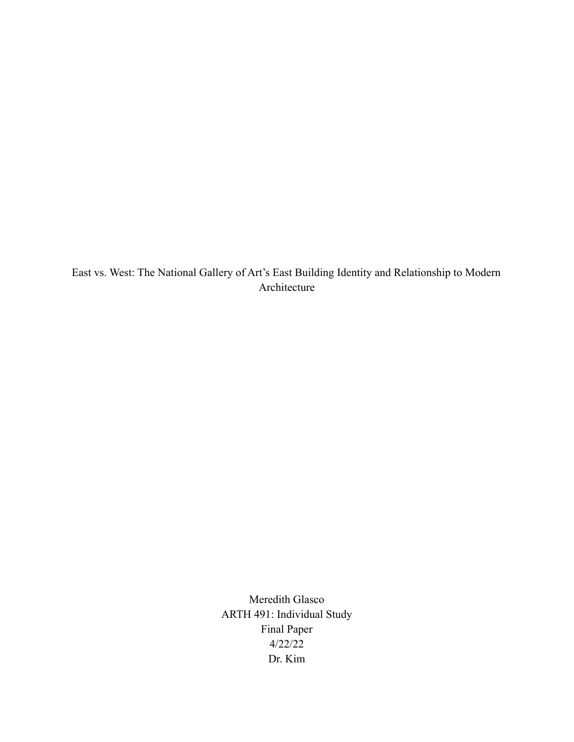East vs. West: The National Gallery of Art's East Building Identity and Relationship to Modern Architecture

Meredith Glasco
ARTH 491: Individual Study
Final Paper
4/22/22
Dr. Kim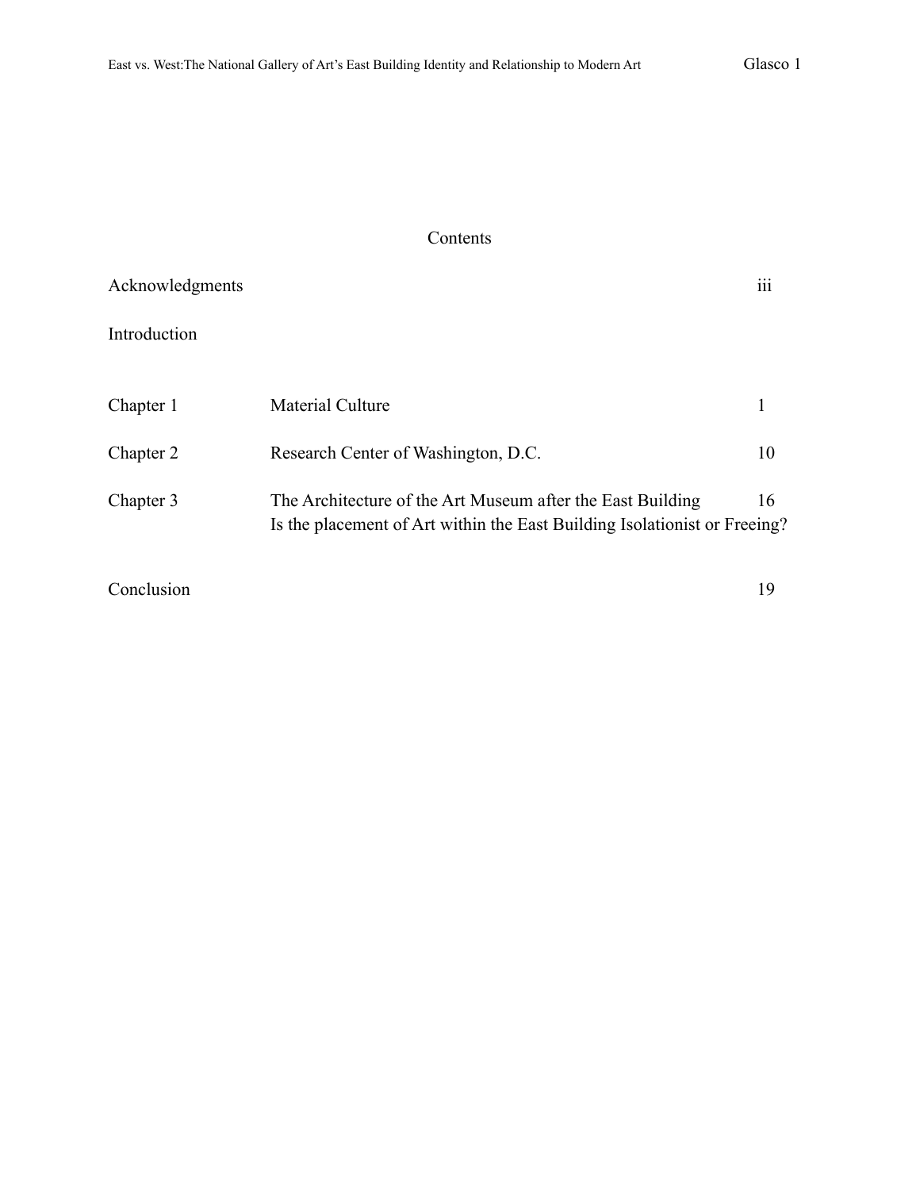# Contents

| | | |
|---|---|---|
| Acknowledgments | | iii |
| Introduction | | |
| Chapter 1 | Material Culture | 1 |
| Chapter 2 | Research Center of Washington, D.C. | 10 |
| Chapter 3 | The Architecture of the Art Museum after the East Building<br>Is the placement of Art within the East Building Isolationist or Freeing? | 16 |
| Conclusion | | 19 |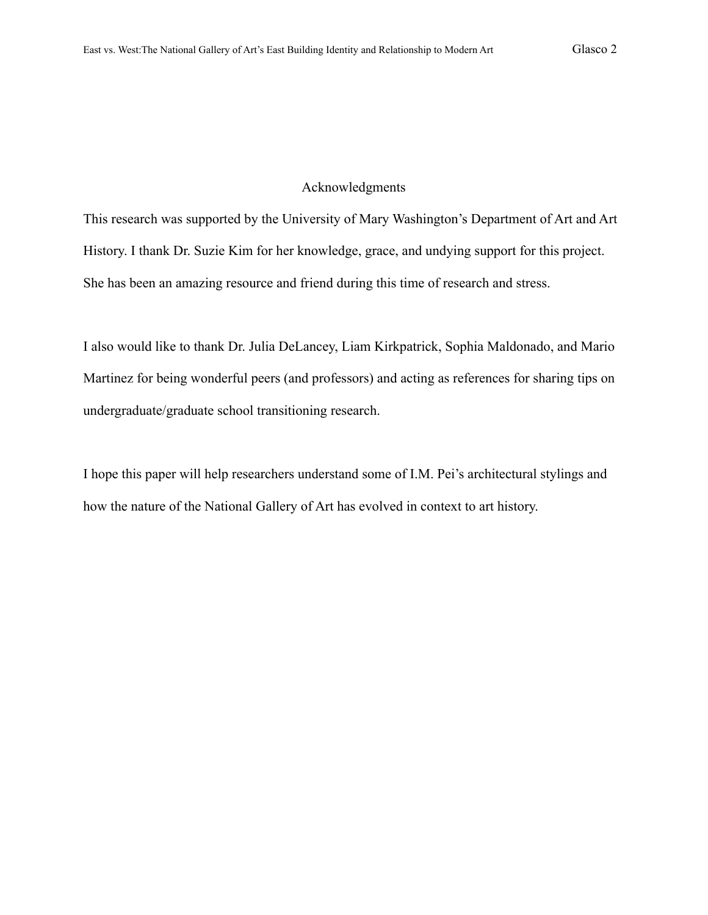## Acknowledgments

This research was supported by the University of Mary Washington's Department of Art and Art History. I thank Dr. Suzie Kim for her knowledge, grace, and undying support for this project. She has been an amazing resource and friend during this time of research and stress.

I also would like to thank Dr. Julia DeLancey, Liam Kirkpatrick, Sophia Maldonado, and Mario Martinez for being wonderful peers (and professors) and acting as references for sharing tips on undergraduate/graduate school transitioning research.

I hope this paper will help researchers understand some of I.M. Pei's architectural stylings and how the nature of the National Gallery of Art has evolved in context to art history.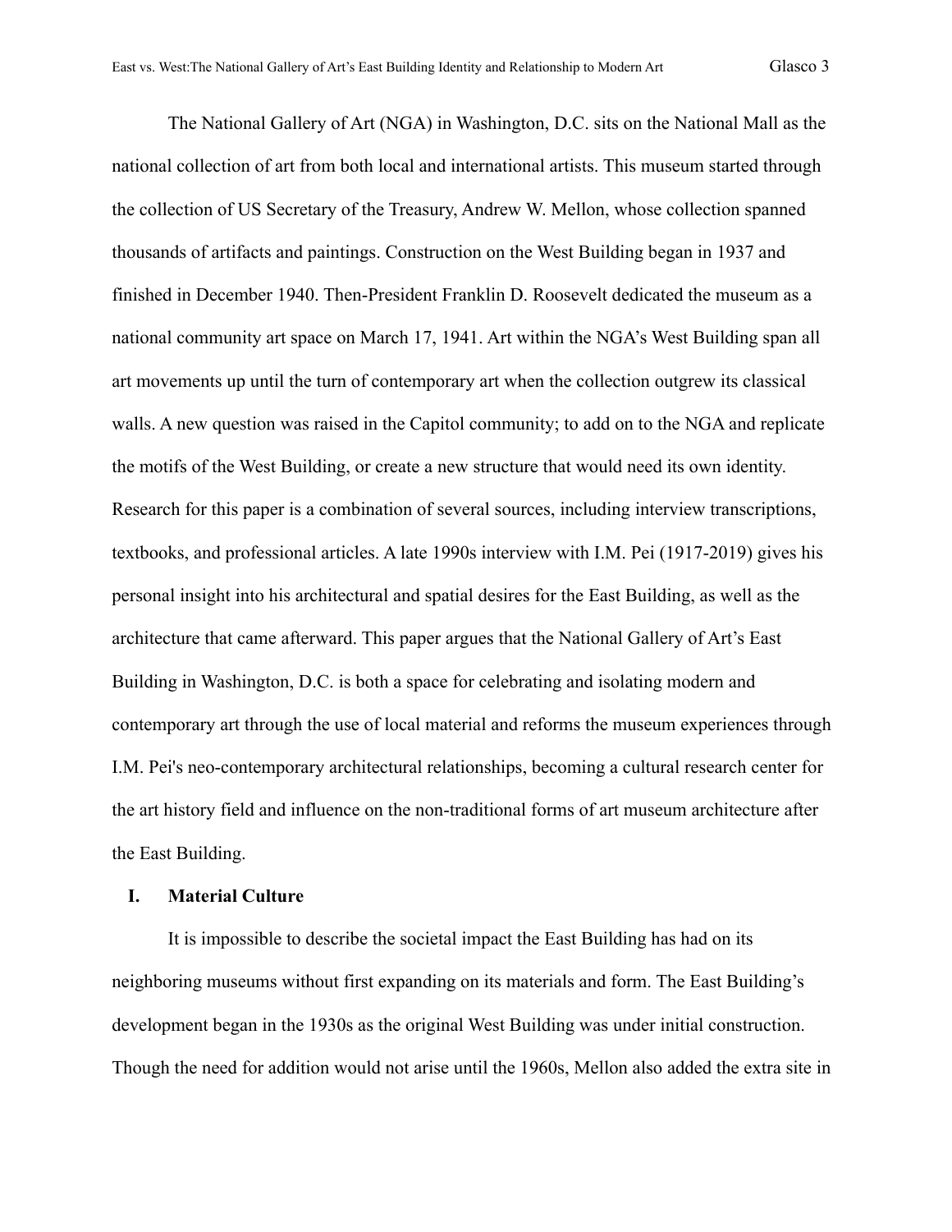The National Gallery of Art (NGA) in Washington, D.C. sits on the National Mall as the national collection of art from both local and international artists. This museum started through the collection of US Secretary of the Treasury, Andrew W. Mellon, whose collection spanned thousands of artifacts and paintings. Construction on the West Building began in 1937 and finished in December 1940. Then-President Franklin D. Roosevelt dedicated the museum as a national community art space on March 17, 1941. Art within the NGA's West Building span all art movements up until the turn of contemporary art when the collection outgrew its classical walls. A new question was raised in the Capitol community; to add on to the NGA and replicate the motifs of the West Building, or create a new structure that would need its own identity. Research for this paper is a combination of several sources, including interview transcriptions, textbooks, and professional articles. A late 1990s interview with I.M. Pei (1917-2019) gives his personal insight into his architectural and spatial desires for the East Building, as well as the architecture that came afterward. This paper argues that the National Gallery of Art's East Building in Washington, D.C. is both a space for celebrating and isolating modern and contemporary art through the use of local material and reforms the museum experiences through I.M. Pei's neo-contemporary architectural relationships, becoming a cultural research center for the art history field and influence on the non-traditional forms of art museum architecture after the East Building.

## I. Material Culture

It is impossible to describe the societal impact the East Building has had on its neighboring museums without first expanding on its materials and form. The East Building's development began in the 1930s as the original West Building was under initial construction. Though the need for addition would not arise until the 1960s, Mellon also added the extra site in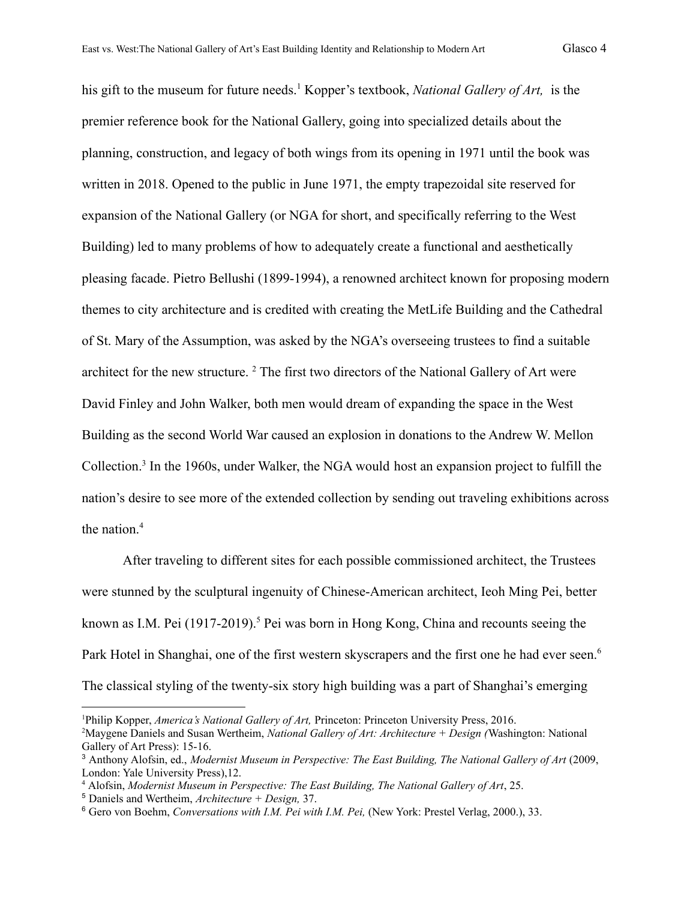his gift to the museum for future needs.[1] Kopper's textbook, *National Gallery of Art,* is the premier reference book for the National Gallery, going into specialized details about the planning, construction, and legacy of both wings from its opening in 1971 until the book was written in 2018. Opened to the public in June 1971, the empty trapezoidal site reserved for expansion of the National Gallery (or NGA for short, and specifically referring to the West Building) led to many problems of how to adequately create a functional and aesthetically pleasing facade. Pietro Bellushi (1899-1994), a renowned architect known for proposing modern themes to city architecture and is credited with creating the MetLife Building and the Cathedral of St. Mary of the Assumption, was asked by the NGA's overseeing trustees to find a suitable architect for the new structure. [2] The first two directors of the National Gallery of Art were David Finley and John Walker, both men would dream of expanding the space in the West Building as the second World War caused an explosion in donations to the Andrew W. Mellon Collection.[3] In the 1960s, under Walker, the NGA would host an expansion project to fulfill the nation's desire to see more of the extended collection by sending out traveling exhibitions across the nation.[4]

After traveling to different sites for each possible commissioned architect, the Trustees were stunned by the sculptural ingenuity of Chinese-American architect, Ieoh Ming Pei, better known as I.M. Pei (1917-2019).[5] Pei was born in Hong Kong, China and recounts seeing the Park Hotel in Shanghai, one of the first western skyscrapers and the first one he had ever seen.[6] The classical styling of the twenty-six story high building was a part of Shanghai's emerging

---

[1] Philip Kopper, *America's National Gallery of Art,* Princeton: Princeton University Press, 2016.

[2] Maygene Daniels and Susan Wertheim, *National Gallery of Art: Architecture + Design (*Washington: National Gallery of Art Press): 15-16.

[3] Anthony Alofsin, ed., *Modernist Museum in Perspective: The East Building, The National Gallery of Art* (2009, London: Yale University Press),12.

[4] Alofsin, *Modernist Museum in Perspective: The East Building, The National Gallery of Art*, 25.

[5] Daniels and Wertheim, *Architecture + Design,* 37.

[6] Gero von Boehm, *Conversations with I.M. Pei with I.M. Pei,* (New York: Prestel Verlag, 2000.), 33.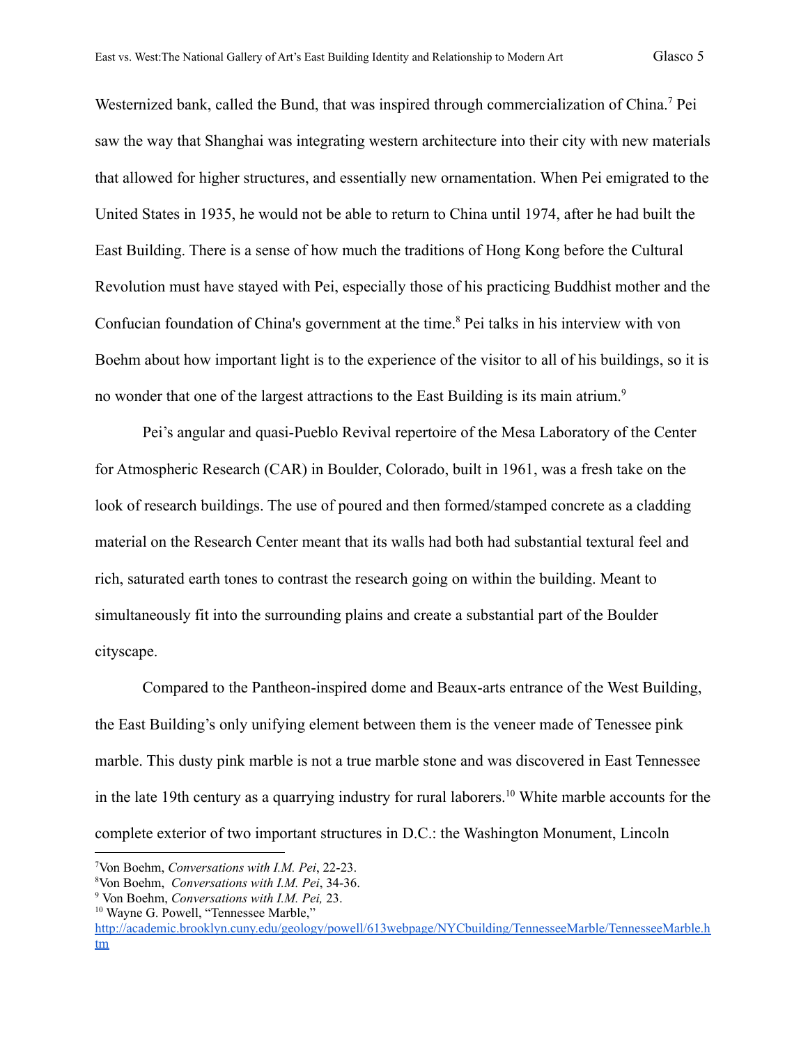Westernized bank, called the Bund, that was inspired through commercialization of China.[7] Pei saw the way that Shanghai was integrating western architecture into their city with new materials that allowed for higher structures, and essentially new ornamentation. When Pei emigrated to the United States in 1935, he would not be able to return to China until 1974, after he had built the East Building. There is a sense of how much the traditions of Hong Kong before the Cultural Revolution must have stayed with Pei, especially those of his practicing Buddhist mother and the Confucian foundation of China's government at the time.[8] Pei talks in his interview with von Boehm about how important light is to the experience of the visitor to all of his buildings, so it is no wonder that one of the largest attractions to the East Building is its main atrium.[9]

Pei's angular and quasi-Pueblo Revival repertoire of the Mesa Laboratory of the Center for Atmospheric Research (CAR) in Boulder, Colorado, built in 1961, was a fresh take on the look of research buildings. The use of poured and then formed/stamped concrete as a cladding material on the Research Center meant that its walls had both had substantial textural feel and rich, saturated earth tones to contrast the research going on within the building. Meant to simultaneously fit into the surrounding plains and create a substantial part of the Boulder cityscape.

Compared to the Pantheon-inspired dome and Beaux-arts entrance of the West Building, the East Building's only unifying element between them is the veneer made of Tenessee pink marble. This dusty pink marble is not a true marble stone and was discovered in East Tennessee in the late 19th century as a quarrying industry for rural laborers.[10] White marble accounts for the complete exterior of two important structures in D.C.: the Washington Monument, Lincoln

---

[7] Von Boehm, *Conversations with I.M. Pei*, 22-23.

[8] Von Boehm, *Conversations with I.M. Pei*, 34-36.

[9] Von Boehm, *Conversations with I.M. Pei,* 23.

[10] Wayne G. Powell, "Tennessee Marble," http://academic.brooklyn.cuny.edu/geology/powell/613webpage/NYCbuilding/TennesseeMarble/TennesseeMarble.htm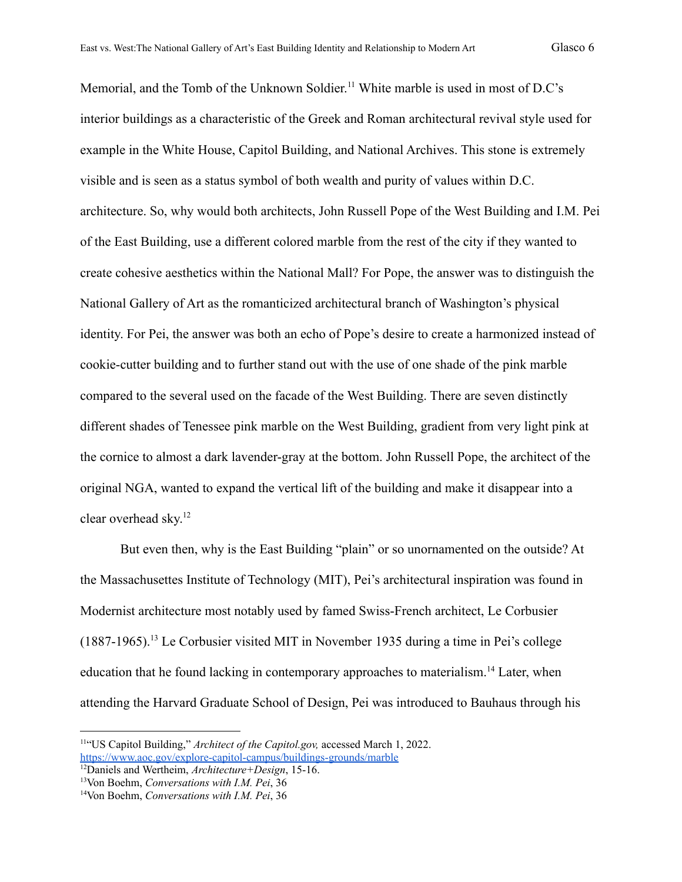Memorial, and the Tomb of the Unknown Soldier.[11] White marble is used in most of D.C's interior buildings as a characteristic of the Greek and Roman architectural revival style used for example in the White House, Capitol Building, and National Archives. This stone is extremely visible and is seen as a status symbol of both wealth and purity of values within D.C. architecture. So, why would both architects, John Russell Pope of the West Building and I.M. Pei of the East Building, use a different colored marble from the rest of the city if they wanted to create cohesive aesthetics within the National Mall? For Pope, the answer was to distinguish the National Gallery of Art as the romanticized architectural branch of Washington's physical identity. For Pei, the answer was both an echo of Pope's desire to create a harmonized instead of cookie-cutter building and to further stand out with the use of one shade of the pink marble compared to the several used on the facade of the West Building. There are seven distinctly different shades of Tenessee pink marble on the West Building, gradient from very light pink at the cornice to almost a dark lavender-gray at the bottom. John Russell Pope, the architect of the original NGA, wanted to expand the vertical lift of the building and make it disappear into a clear overhead sky.[12]

But even then, why is the East Building "plain" or so unornamented on the outside? At the Massachusettes Institute of Technology (MIT), Pei's architectural inspiration was found in Modernist architecture most notably used by famed Swiss-French architect, Le Corbusier (1887-1965).[13] Le Corbusier visited MIT in November 1935 during a time in Pei's college education that he found lacking in contemporary approaches to materialism.[14] Later, when attending the Harvard Graduate School of Design, Pei was introduced to Bauhaus through his

---

[11] "US Capitol Building," *Architect of the Capitol.gov,* accessed March 1, 2022. https://www.aoc.gov/explore-capitol-campus/buildings-grounds/marble

[12] Daniels and Wertheim, *Architecture+Design*, 15-16.

[13] Von Boehm, *Conversations with I.M. Pei*, 36

[14] Von Boehm, *Conversations with I.M. Pei*, 36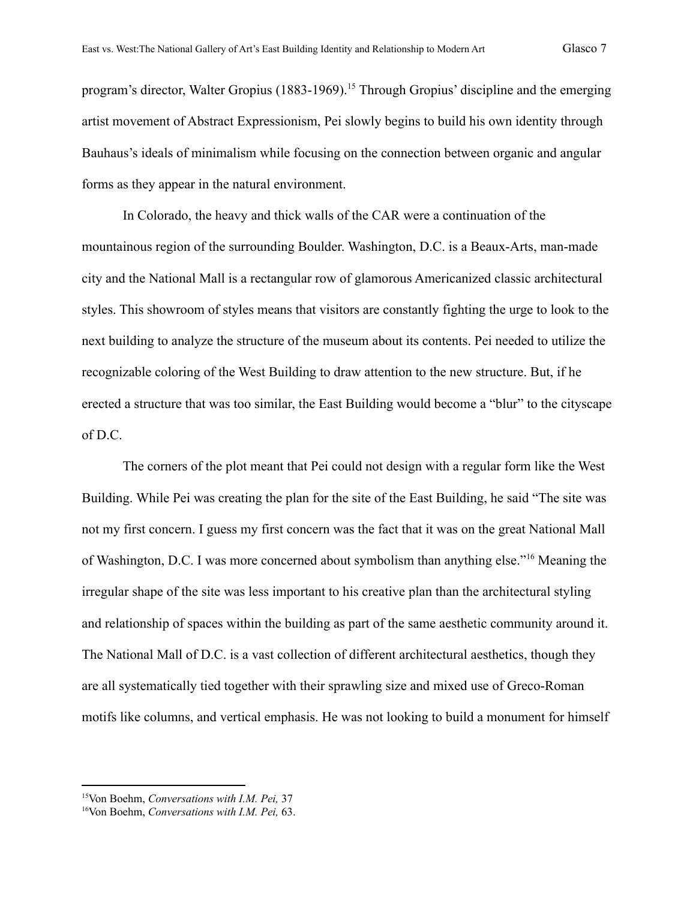program's director, Walter Gropius (1883-1969).[15] Through Gropius' discipline and the emerging artist movement of Abstract Expressionism, Pei slowly begins to build his own identity through Bauhaus's ideals of minimalism while focusing on the connection between organic and angular forms as they appear in the natural environment.

In Colorado, the heavy and thick walls of the CAR were a continuation of the mountainous region of the surrounding Boulder. Washington, D.C. is a Beaux-Arts, man-made city and the National Mall is a rectangular row of glamorous Americanized classic architectural styles. This showroom of styles means that visitors are constantly fighting the urge to look to the next building to analyze the structure of the museum about its contents. Pei needed to utilize the recognizable coloring of the West Building to draw attention to the new structure. But, if he erected a structure that was too similar, the East Building would become a "blur" to the cityscape of D.C.

The corners of the plot meant that Pei could not design with a regular form like the West Building. While Pei was creating the plan for the site of the East Building, he said "The site was not my first concern. I guess my first concern was the fact that it was on the great National Mall of Washington, D.C. I was more concerned about symbolism than anything else."[16] Meaning the irregular shape of the site was less important to his creative plan than the architectural styling and relationship of spaces within the building as part of the same aesthetic community around it. The National Mall of D.C. is a vast collection of different architectural aesthetics, though they are all systematically tied together with their sprawling size and mixed use of Greco-Roman motifs like columns, and vertical emphasis. He was not looking to build a monument for himself

---

[15]Von Boehm, *Conversations with I.M. Pei,* 37

[16]Von Boehm, *Conversations with I.M. Pei,* 63.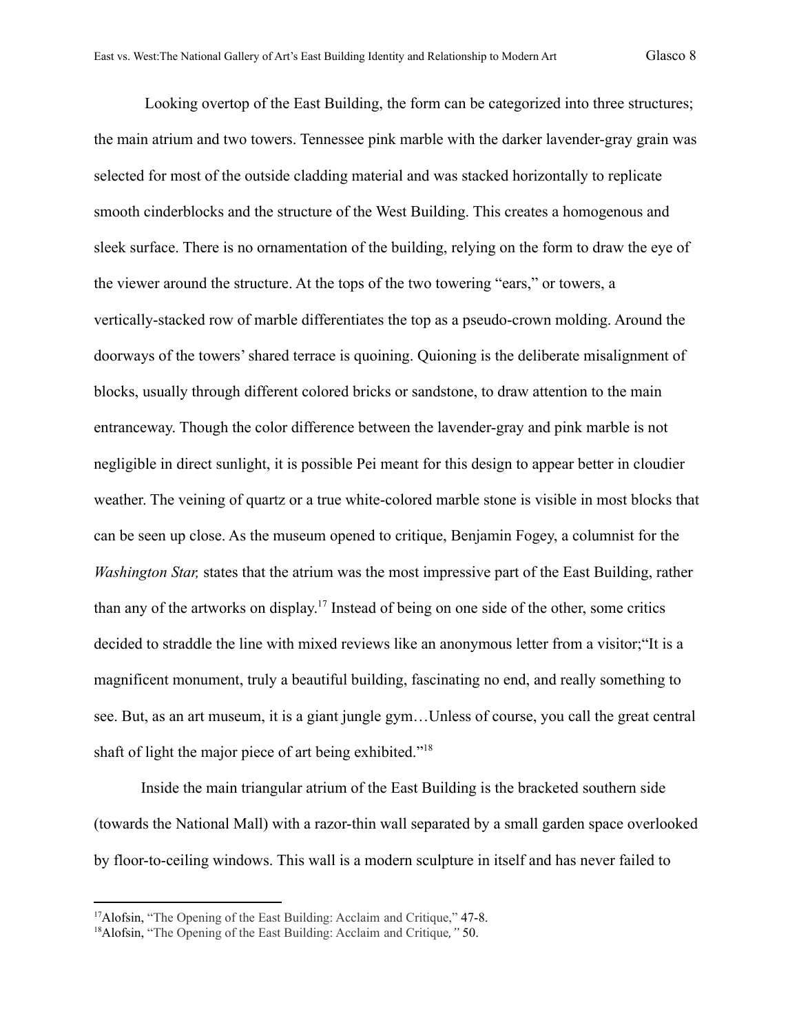Looking overtop of the East Building, the form can be categorized into three structures; the main atrium and two towers. Tennessee pink marble with the darker lavender-gray grain was selected for most of the outside cladding material and was stacked horizontally to replicate smooth cinderblocks and the structure of the West Building. This creates a homogenous and sleek surface. There is no ornamentation of the building, relying on the form to draw the eye of the viewer around the structure. At the tops of the two towering "ears," or towers, a vertically-stacked row of marble differentiates the top as a pseudo-crown molding. Around the doorways of the towers' shared terrace is quoining. Quioning is the deliberate misalignment of blocks, usually through different colored bricks or sandstone, to draw attention to the main entranceway. Though the color difference between the lavender-gray and pink marble is not negligible in direct sunlight, it is possible Pei meant for this design to appear better in cloudier weather. The veining of quartz or a true white-colored marble stone is visible in most blocks that can be seen up close. As the museum opened to critique, Benjamin Fogey, a columnist for the *Washington Star,* states that the atrium was the most impressive part of the East Building, rather than any of the artworks on display.[17] Instead of being on one side of the other, some critics decided to straddle the line with mixed reviews like an anonymous letter from a visitor;"It is a magnificent monument, truly a beautiful building, fascinating no end, and really something to see. But, as an art museum, it is a giant jungle gym…Unless of course, you call the great central shaft of light the major piece of art being exhibited."[18]

Inside the main triangular atrium of the East Building is the bracketed southern side (towards the National Mall) with a razor-thin wall separated by a small garden space overlooked by floor-to-ceiling windows. This wall is a modern sculpture in itself and has never failed to

---

[17] Alofsin, "The Opening of the East Building: Acclaim and Critique," 47-8.

[18] Alofsin, "The Opening of the East Building: Acclaim and Critique*,"* 50.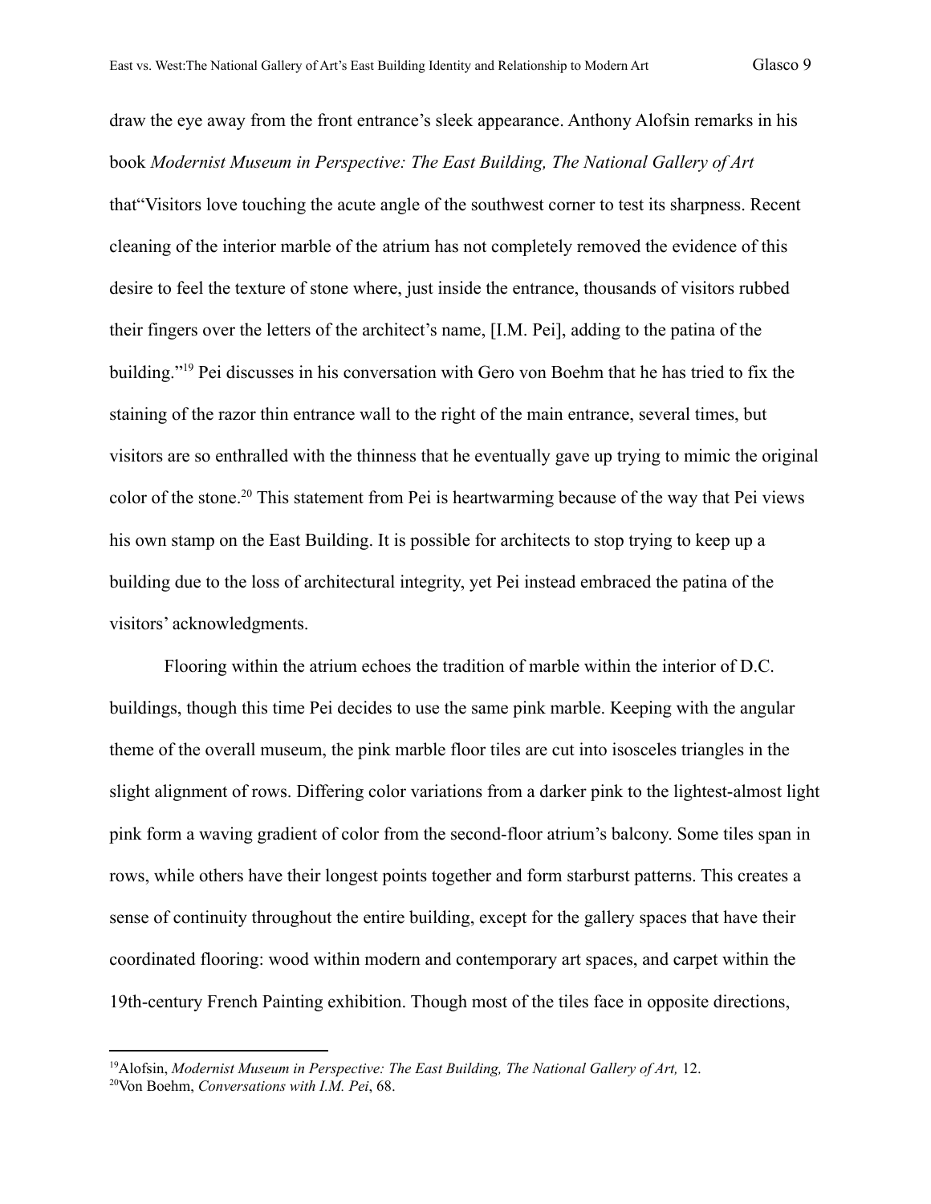draw the eye away from the front entrance's sleek appearance. Anthony Alofsin remarks in his book *Modernist Museum in Perspective: The East Building, The National Gallery of Art* that"Visitors love touching the acute angle of the southwest corner to test its sharpness. Recent cleaning of the interior marble of the atrium has not completely removed the evidence of this desire to feel the texture of stone where, just inside the entrance, thousands of visitors rubbed their fingers over the letters of the architect's name, [I.M. Pei], adding to the patina of the building."[19] Pei discusses in his conversation with Gero von Boehm that he has tried to fix the staining of the razor thin entrance wall to the right of the main entrance, several times, but visitors are so enthralled with the thinness that he eventually gave up trying to mimic the original color of the stone.[20] This statement from Pei is heartwarming because of the way that Pei views his own stamp on the East Building. It is possible for architects to stop trying to keep up a building due to the loss of architectural integrity, yet Pei instead embraced the patina of the visitors' acknowledgments.

Flooring within the atrium echoes the tradition of marble within the interior of D.C. buildings, though this time Pei decides to use the same pink marble. Keeping with the angular theme of the overall museum, the pink marble floor tiles are cut into isosceles triangles in the slight alignment of rows. Differing color variations from a darker pink to the lightest-almost light pink form a waving gradient of color from the second-floor atrium's balcony. Some tiles span in rows, while others have their longest points together and form starburst patterns. This creates a sense of continuity throughout the entire building, except for the gallery spaces that have their coordinated flooring: wood within modern and contemporary art spaces, and carpet within the 19th-century French Painting exhibition. Though most of the tiles face in opposite directions,

---

[19]Alofsin, *Modernist Museum in Perspective: The East Building, The National Gallery of Art,* 12.

[20]Von Boehm, *Conversations with I.M. Pei*, 68.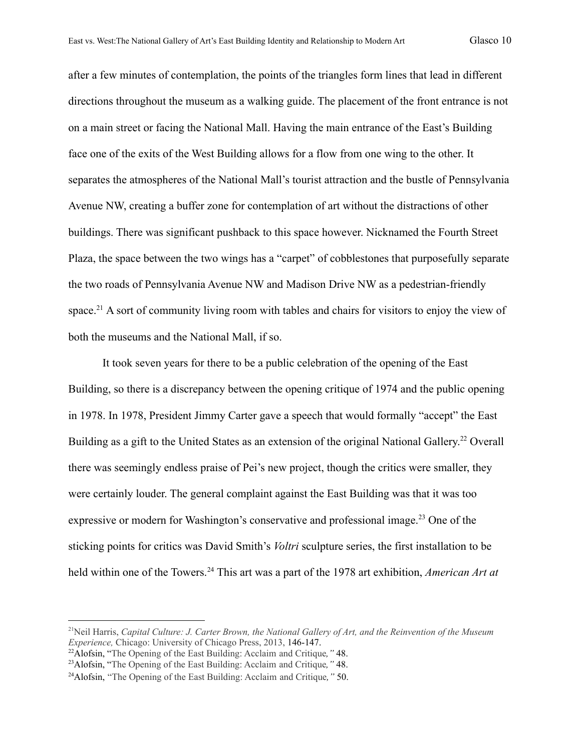after a few minutes of contemplation, the points of the triangles form lines that lead in different directions throughout the museum as a walking guide. The placement of the front entrance is not on a main street or facing the National Mall. Having the main entrance of the East's Building face one of the exits of the West Building allows for a flow from one wing to the other. It separates the atmospheres of the National Mall's tourist attraction and the bustle of Pennsylvania Avenue NW, creating a buffer zone for contemplation of art without the distractions of other buildings. There was significant pushback to this space however. Nicknamed the Fourth Street Plaza, the space between the two wings has a "carpet" of cobblestones that purposefully separate the two roads of Pennsylvania Avenue NW and Madison Drive NW as a pedestrian-friendly space.[21] A sort of community living room with tables and chairs for visitors to enjoy the view of both the museums and the National Mall, if so.

It took seven years for there to be a public celebration of the opening of the East Building, so there is a discrepancy between the opening critique of 1974 and the public opening in 1978. In 1978, President Jimmy Carter gave a speech that would formally "accept" the East Building as a gift to the United States as an extension of the original National Gallery.[22] Overall there was seemingly endless praise of Pei's new project, though the critics were smaller, they were certainly louder. The general complaint against the East Building was that it was too expressive or modern for Washington's conservative and professional image.[23] One of the sticking points for critics was David Smith's *Voltri* sculpture series, the first installation to be held within one of the Towers.[24] This art was a part of the 1978 art exhibition, *American Art at*

[21]Neil Harris, *Capital Culture: J. Carter Brown, the National Gallery of Art, and the Reinvention of the Museum Experience,* Chicago: University of Chicago Press, 2013, 146-147.

[22]Alofsin, "The Opening of the East Building: Acclaim and Critique*,"* 48.

[23]Alofsin, "The Opening of the East Building: Acclaim and Critique*,"* 48.

[24]Alofsin, "The Opening of the East Building: Acclaim and Critique*,"* 50.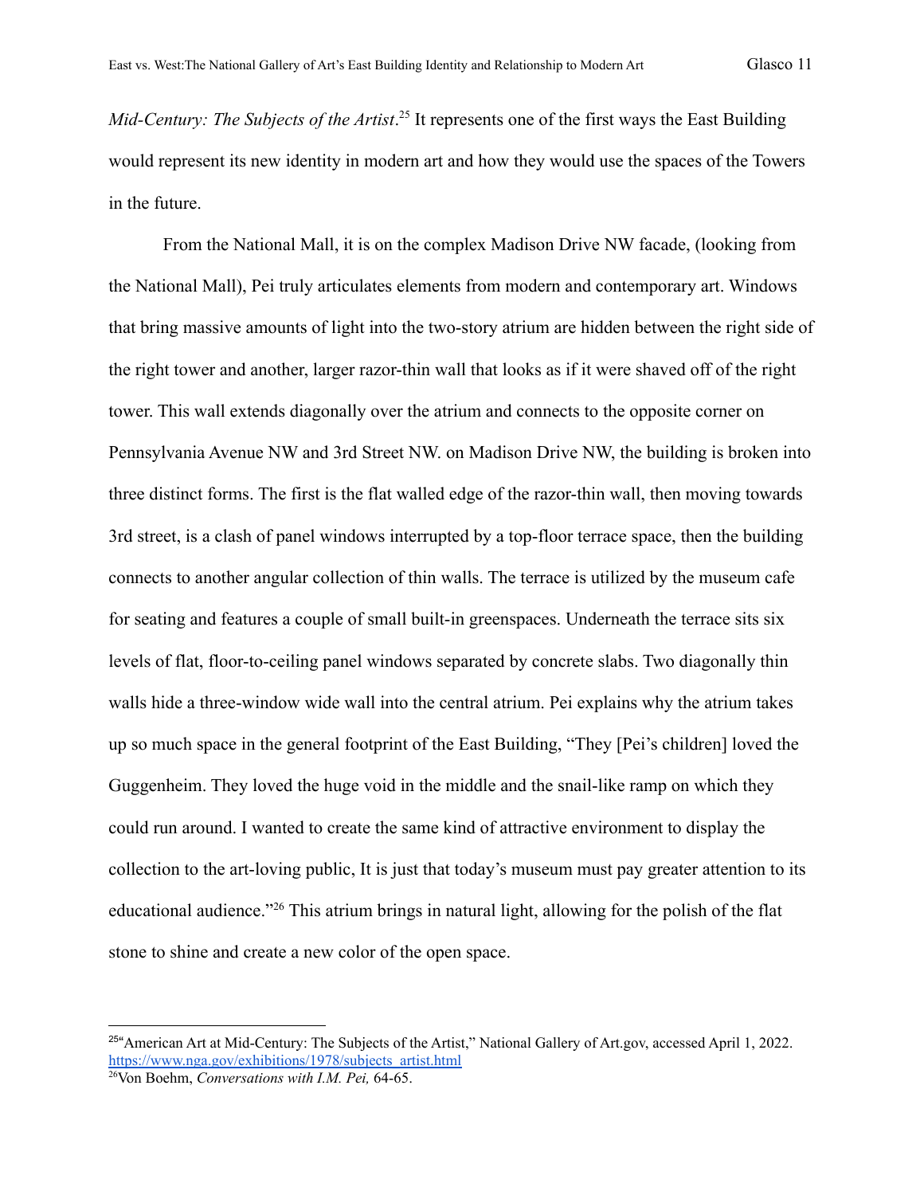*Mid-Century: The Subjects of the Artist*.[25] It represents one of the first ways the East Building would represent its new identity in modern art and how they would use the spaces of the Towers in the future.

From the National Mall, it is on the complex Madison Drive NW facade, (looking from the National Mall), Pei truly articulates elements from modern and contemporary art. Windows that bring massive amounts of light into the two-story atrium are hidden between the right side of the right tower and another, larger razor-thin wall that looks as if it were shaved off of the right tower. This wall extends diagonally over the atrium and connects to the opposite corner on Pennsylvania Avenue NW and 3rd Street NW. on Madison Drive NW, the building is broken into three distinct forms. The first is the flat walled edge of the razor-thin wall, then moving towards 3rd street, is a clash of panel windows interrupted by a top-floor terrace space, then the building connects to another angular collection of thin walls. The terrace is utilized by the museum cafe for seating and features a couple of small built-in greenspaces. Underneath the terrace sits six levels of flat, floor-to-ceiling panel windows separated by concrete slabs. Two diagonally thin walls hide a three-window wide wall into the central atrium. Pei explains why the atrium takes up so much space in the general footprint of the East Building, "They [Pei's children] loved the Guggenheim. They loved the huge void in the middle and the snail-like ramp on which they could run around. I wanted to create the same kind of attractive environment to display the collection to the art-loving public, It is just that today's museum must pay greater attention to its educational audience."[26] This atrium brings in natural light, allowing for the polish of the flat stone to shine and create a new color of the open space.

---

[25] "American Art at Mid-Century: The Subjects of the Artist," National Gallery of Art.gov, accessed April 1, 2022. https://www.nga.gov/exhibitions/1978/subjects_artist.html

[26] Von Boehm, *Conversations with I.M. Pei,* 64-65.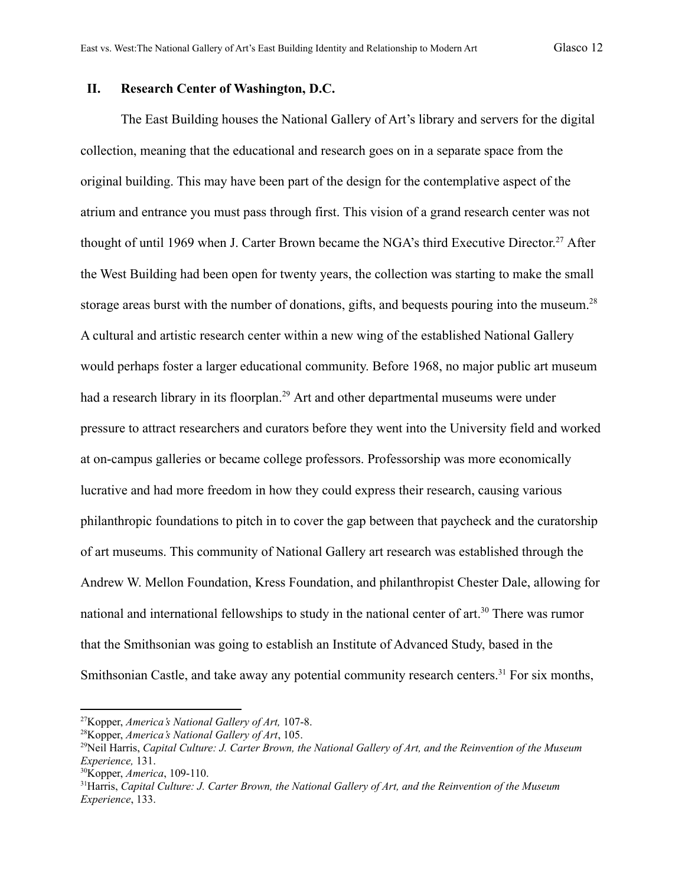## II. Research Center of Washington, D.C.

The East Building houses the National Gallery of Art's library and servers for the digital collection, meaning that the educational and research goes on in a separate space from the original building. This may have been part of the design for the contemplative aspect of the atrium and entrance you must pass through first. This vision of a grand research center was not thought of until 1969 when J. Carter Brown became the NGA's third Executive Director.[27] After the West Building had been open for twenty years, the collection was starting to make the small storage areas burst with the number of donations, gifts, and bequests pouring into the museum.[28] A cultural and artistic research center within a new wing of the established National Gallery would perhaps foster a larger educational community. Before 1968, no major public art museum had a research library in its floorplan.[29] Art and other departmental museums were under pressure to attract researchers and curators before they went into the University field and worked at on-campus galleries or became college professors. Professorship was more economically lucrative and had more freedom in how they could express their research, causing various philanthropic foundations to pitch in to cover the gap between that paycheck and the curatorship of art museums. This community of National Gallery art research was established through the Andrew W. Mellon Foundation, Kress Foundation, and philanthropist Chester Dale, allowing for national and international fellowships to study in the national center of art.[30] There was rumor that the Smithsonian was going to establish an Institute of Advanced Study, based in the Smithsonian Castle, and take away any potential community research centers.[31] For six months,

---

[27] Kopper, *America's National Gallery of Art,* 107-8.

[28] Kopper, *America's National Gallery of Art*, 105.

[29] Neil Harris, *Capital Culture: J. Carter Brown, the National Gallery of Art, and the Reinvention of the Museum Experience,* 131.

[30] Kopper, *America*, 109-110.

[31] Harris, *Capital Culture: J. Carter Brown, the National Gallery of Art, and the Reinvention of the Museum Experience*, 133.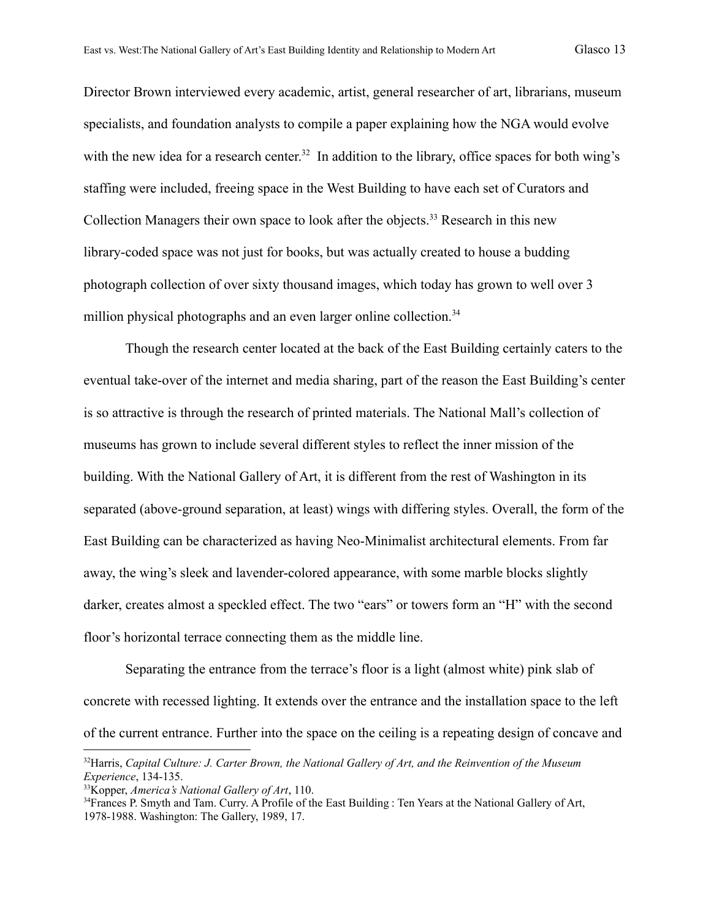Director Brown interviewed every academic, artist, general researcher of art, librarians, museum specialists, and foundation analysts to compile a paper explaining how the NGA would evolve with the new idea for a research center.[32] In addition to the library, office spaces for both wing's staffing were included, freeing space in the West Building to have each set of Curators and Collection Managers their own space to look after the objects.[33] Research in this new library-coded space was not just for books, but was actually created to house a budding photograph collection of over sixty thousand images, which today has grown to well over 3 million physical photographs and an even larger online collection.[34]

Though the research center located at the back of the East Building certainly caters to the eventual take-over of the internet and media sharing, part of the reason the East Building's center is so attractive is through the research of printed materials. The National Mall's collection of museums has grown to include several different styles to reflect the inner mission of the building. With the National Gallery of Art, it is different from the rest of Washington in its separated (above-ground separation, at least) wings with differing styles. Overall, the form of the East Building can be characterized as having Neo-Minimalist architectural elements. From far away, the wing's sleek and lavender-colored appearance, with some marble blocks slightly darker, creates almost a speckled effect. The two "ears" or towers form an "H" with the second floor's horizontal terrace connecting them as the middle line.

Separating the entrance from the terrace's floor is a light (almost white) pink slab of concrete with recessed lighting. It extends over the entrance and the installation space to the left of the current entrance. Further into the space on the ceiling is a repeating design of concave and

---

[32] Harris, *Capital Culture: J. Carter Brown, the National Gallery of Art, and the Reinvention of the Museum Experience*, 134-135.

[33] Kopper, *America's National Gallery of Art*, 110.

[34] Frances P. Smyth and Tam. Curry. A Profile of the East Building : Ten Years at the National Gallery of Art, 1978-1988. Washington: The Gallery, 1989, 17.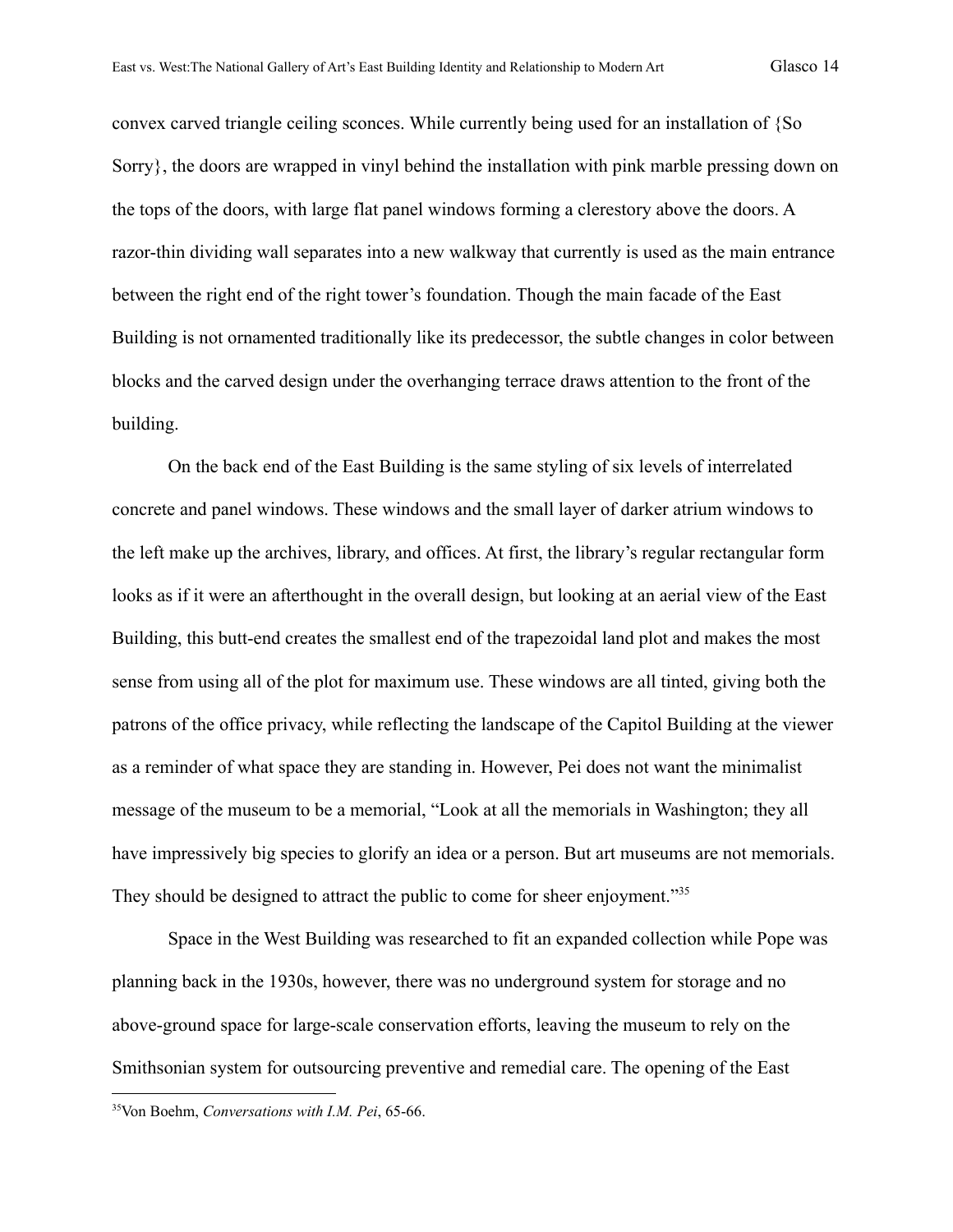convex carved triangle ceiling sconces. While currently being used for an installation of {So Sorry}, the doors are wrapped in vinyl behind the installation with pink marble pressing down on the tops of the doors, with large flat panel windows forming a clerestory above the doors. A razor-thin dividing wall separates into a new walkway that currently is used as the main entrance between the right end of the right tower's foundation. Though the main facade of the East Building is not ornamented traditionally like its predecessor, the subtle changes in color between blocks and the carved design under the overhanging terrace draws attention to the front of the building.

On the back end of the East Building is the same styling of six levels of interrelated concrete and panel windows. These windows and the small layer of darker atrium windows to the left make up the archives, library, and offices. At first, the library's regular rectangular form looks as if it were an afterthought in the overall design, but looking at an aerial view of the East Building, this butt-end creates the smallest end of the trapezoidal land plot and makes the most sense from using all of the plot for maximum use. These windows are all tinted, giving both the patrons of the office privacy, while reflecting the landscape of the Capitol Building at the viewer as a reminder of what space they are standing in. However, Pei does not want the minimalist message of the museum to be a memorial, "Look at all the memorials in Washington; they all have impressively big species to glorify an idea or a person. But art museums are not memorials. They should be designed to attract the public to come for sheer enjoyment."[35]

Space in the West Building was researched to fit an expanded collection while Pope was planning back in the 1930s, however, there was no underground system for storage and no above-ground space for large-scale conservation efforts, leaving the museum to rely on the Smithsonian system for outsourcing preventive and remedial care. The opening of the East

---

[35] Von Boehm, *Conversations with I.M. Pei*, 65-66.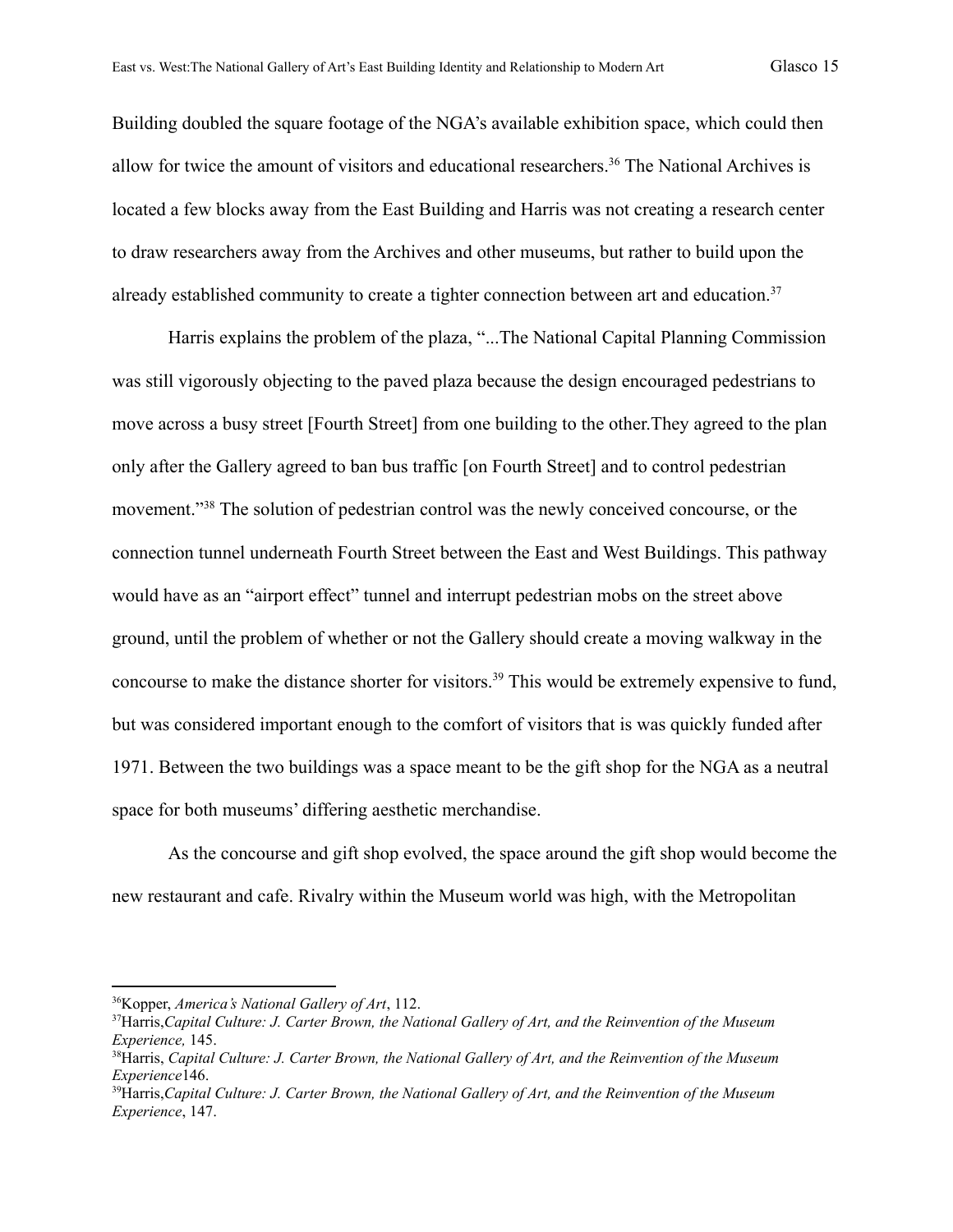Building doubled the square footage of the NGA's available exhibition space, which could then allow for twice the amount of visitors and educational researchers.[36] The National Archives is located a few blocks away from the East Building and Harris was not creating a research center to draw researchers away from the Archives and other museums, but rather to build upon the already established community to create a tighter connection between art and education.[37]

Harris explains the problem of the plaza, "...The National Capital Planning Commission was still vigorously objecting to the paved plaza because the design encouraged pedestrians to move across a busy street [Fourth Street] from one building to the other.They agreed to the plan only after the Gallery agreed to ban bus traffic [on Fourth Street] and to control pedestrian movement."[38] The solution of pedestrian control was the newly conceived concourse, or the connection tunnel underneath Fourth Street between the East and West Buildings. This pathway would have as an "airport effect" tunnel and interrupt pedestrian mobs on the street above ground, until the problem of whether or not the Gallery should create a moving walkway in the concourse to make the distance shorter for visitors.[39] This would be extremely expensive to fund, but was considered important enough to the comfort of visitors that is was quickly funded after 1971. Between the two buildings was a space meant to be the gift shop for the NGA as a neutral space for both museums' differing aesthetic merchandise.

As the concourse and gift shop evolved, the space around the gift shop would become the new restaurant and cafe. Rivalry within the Museum world was high, with the Metropolitan

---

[36]Kopper, *America's National Gallery of Art*, 112.

[37]Harris,*Capital Culture: J. Carter Brown, the National Gallery of Art, and the Reinvention of the Museum Experience,* 145.

[38]Harris, *Capital Culture: J. Carter Brown, the National Gallery of Art, and the Reinvention of the Museum Experience*146.

[39]Harris,*Capital Culture: J. Carter Brown, the National Gallery of Art, and the Reinvention of the Museum Experience*, 147.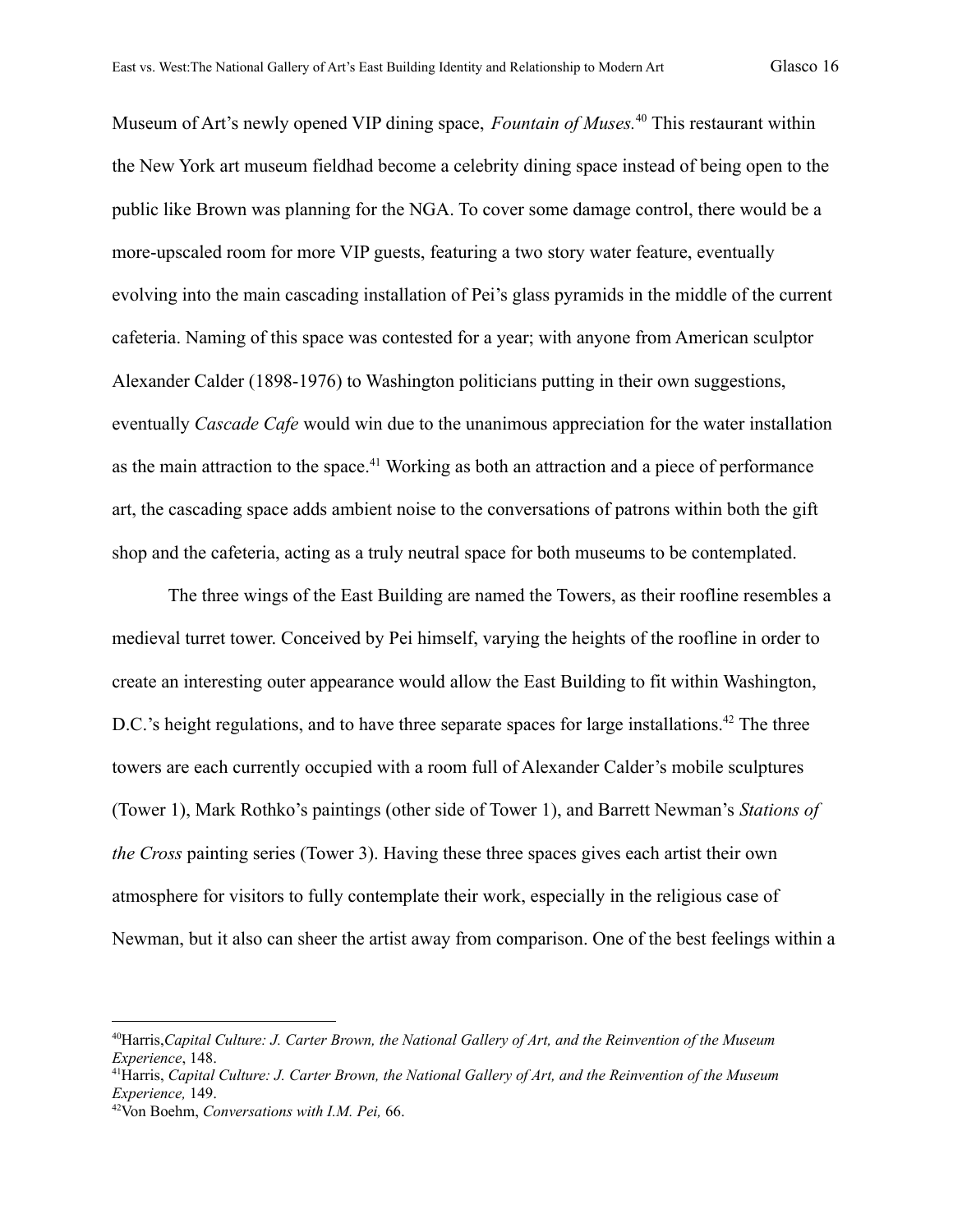Museum of Art's newly opened VIP dining space, *Fountain of Muses.*[40] This restaurant within the New York art museum fieldhad become a celebrity dining space instead of being open to the public like Brown was planning for the NGA. To cover some damage control, there would be a more-upscaled room for more VIP guests, featuring a two story water feature, eventually evolving into the main cascading installation of Pei's glass pyramids in the middle of the current cafeteria. Naming of this space was contested for a year; with anyone from American sculptor Alexander Calder (1898-1976) to Washington politicians putting in their own suggestions, eventually *Cascade Cafe* would win due to the unanimous appreciation for the water installation as the main attraction to the space.[41] Working as both an attraction and a piece of performance art, the cascading space adds ambient noise to the conversations of patrons within both the gift shop and the cafeteria, acting as a truly neutral space for both museums to be contemplated.

The three wings of the East Building are named the Towers, as their roofline resembles a medieval turret tower. Conceived by Pei himself, varying the heights of the roofline in order to create an interesting outer appearance would allow the East Building to fit within Washington, D.C.'s height regulations, and to have three separate spaces for large installations.[42] The three towers are each currently occupied with a room full of Alexander Calder's mobile sculptures (Tower 1), Mark Rothko's paintings (other side of Tower 1), and Barrett Newman's *Stations of the Cross* painting series (Tower 3). Having these three spaces gives each artist their own atmosphere for visitors to fully contemplate their work, especially in the religious case of Newman, but it also can sheer the artist away from comparison. One of the best feelings within a

---

[40] Harris, *Capital Culture: J. Carter Brown, the National Gallery of Art, and the Reinvention of the Museum Experience*, 148.

[41] Harris, *Capital Culture: J. Carter Brown, the National Gallery of Art, and the Reinvention of the Museum Experience,* 149.

[42] Von Boehm, *Conversations with I.M. Pei,* 66.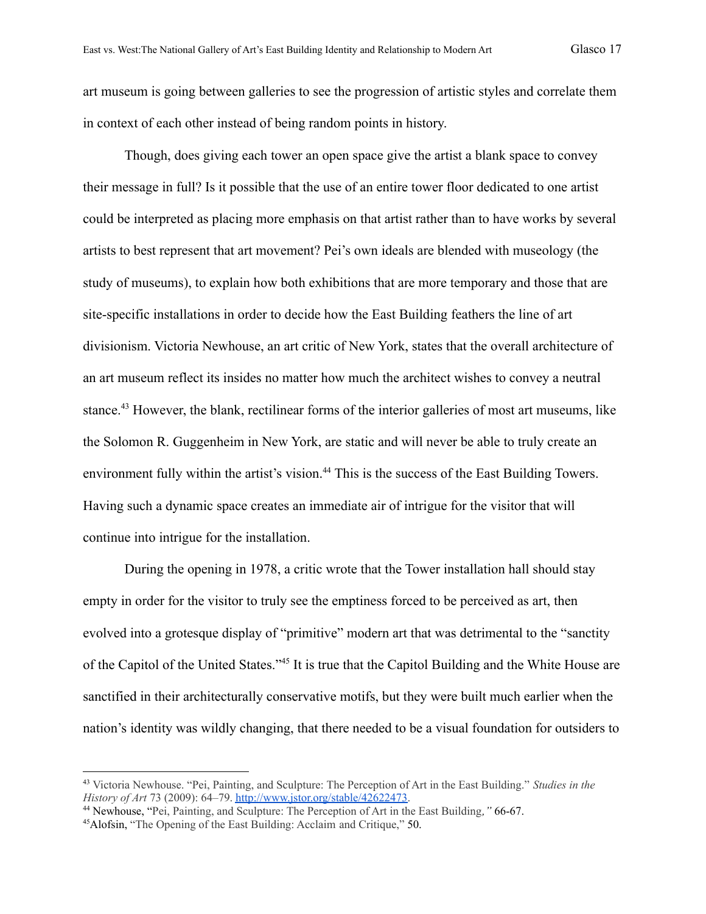art museum is going between galleries to see the progression of artistic styles and correlate them in context of each other instead of being random points in history.

Though, does giving each tower an open space give the artist a blank space to convey their message in full? Is it possible that the use of an entire tower floor dedicated to one artist could be interpreted as placing more emphasis on that artist rather than to have works by several artists to best represent that art movement? Pei's own ideals are blended with museology (the study of museums), to explain how both exhibitions that are more temporary and those that are site-specific installations in order to decide how the East Building feathers the line of art divisionism. Victoria Newhouse, an art critic of New York, states that the overall architecture of an art museum reflect its insides no matter how much the architect wishes to convey a neutral stance.[43] However, the blank, rectilinear forms of the interior galleries of most art museums, like the Solomon R. Guggenheim in New York, are static and will never be able to truly create an environment fully within the artist's vision.[44] This is the success of the East Building Towers. Having such a dynamic space creates an immediate air of intrigue for the visitor that will continue into intrigue for the installation.

During the opening in 1978, a critic wrote that the Tower installation hall should stay empty in order for the visitor to truly see the emptiness forced to be perceived as art, then evolved into a grotesque display of "primitive" modern art that was detrimental to the "sanctity of the Capitol of the United States."[45] It is true that the Capitol Building and the White House are sanctified in their architecturally conservative motifs, but they were built much earlier when the nation's identity was wildly changing, that there needed to be a visual foundation for outsiders to

---

[43] Victoria Newhouse. "Pei, Painting, and Sculpture: The Perception of Art in the East Building." *Studies in the History of Art* 73 (2009): 64–79. http://www.jstor.org/stable/42622473.

[44] Newhouse, "Pei, Painting, and Sculpture: The Perception of Art in the East Building*,"* 66-67.

[45] Alofsin, "The Opening of the East Building: Acclaim and Critique," 50.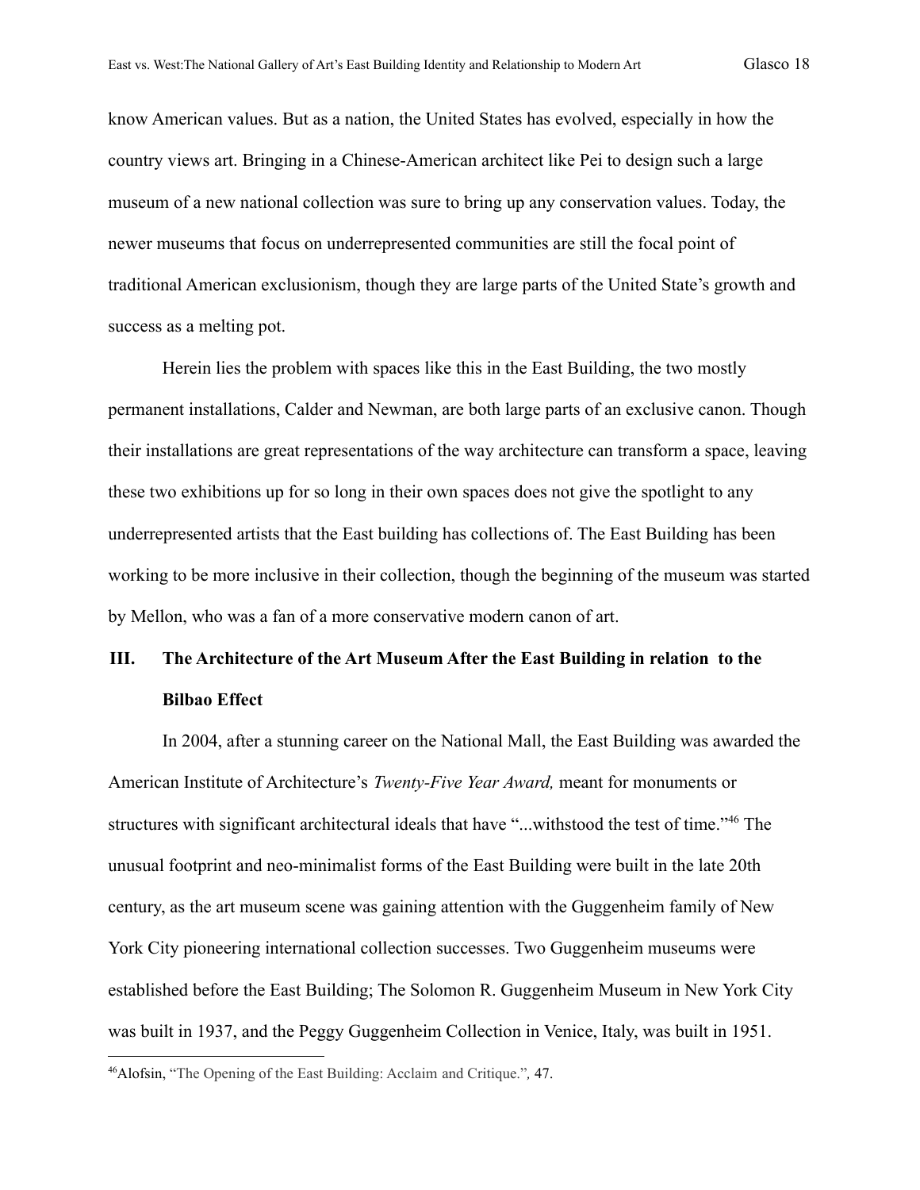know American values. But as a nation, the United States has evolved, especially in how the country views art. Bringing in a Chinese-American architect like Pei to design such a large museum of a new national collection was sure to bring up any conservation values. Today, the newer museums that focus on underrepresented communities are still the focal point of traditional American exclusionism, though they are large parts of the United State's growth and success as a melting pot.

Herein lies the problem with spaces like this in the East Building, the two mostly permanent installations, Calder and Newman, are both large parts of an exclusive canon. Though their installations are great representations of the way architecture can transform a space, leaving these two exhibitions up for so long in their own spaces does not give the spotlight to any underrepresented artists that the East building has collections of. The East Building has been working to be more inclusive in their collection, though the beginning of the museum was started by Mellon, who was a fan of a more conservative modern canon of art.

## III. The Architecture of the Art Museum After the East Building in relation to the Bilbao Effect

In 2004, after a stunning career on the National Mall, the East Building was awarded the American Institute of Architecture's *Twenty-Five Year Award,* meant for monuments or structures with significant architectural ideals that have "...withstood the test of time."[46] The unusual footprint and neo-minimalist forms of the East Building were built in the late 20th century, as the art museum scene was gaining attention with the Guggenheim family of New York City pioneering international collection successes. Two Guggenheim museums were established before the East Building; The Solomon R. Guggenheim Museum in New York City was built in 1937, and the Peggy Guggenheim Collection in Venice, Italy, was built in 1951.

---

[46]Alofsin, "The Opening of the East Building: Acclaim and Critique.", 47.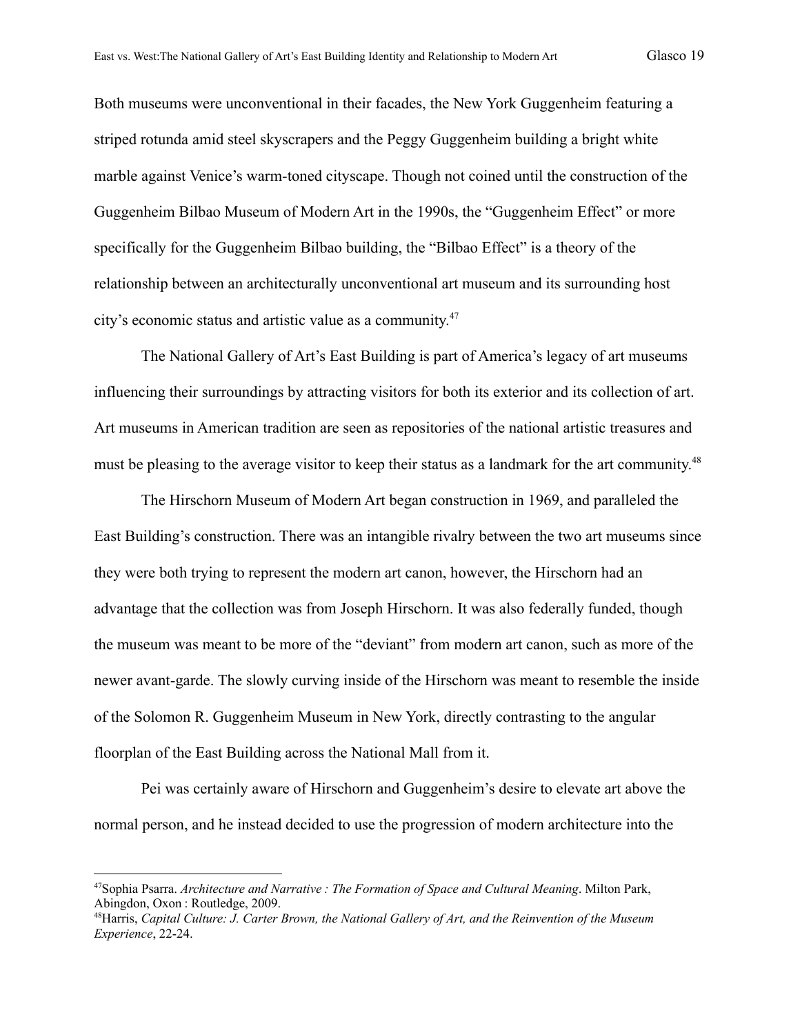Both museums were unconventional in their facades, the New York Guggenheim featuring a striped rotunda amid steel skyscrapers and the Peggy Guggenheim building a bright white marble against Venice's warm-toned cityscape. Though not coined until the construction of the Guggenheim Bilbao Museum of Modern Art in the 1990s, the "Guggenheim Effect" or more specifically for the Guggenheim Bilbao building, the "Bilbao Effect" is a theory of the relationship between an architecturally unconventional art museum and its surrounding host city's economic status and artistic value as a community.[47]

The National Gallery of Art's East Building is part of America's legacy of art museums influencing their surroundings by attracting visitors for both its exterior and its collection of art. Art museums in American tradition are seen as repositories of the national artistic treasures and must be pleasing to the average visitor to keep their status as a landmark for the art community.[48]

The Hirschorn Museum of Modern Art began construction in 1969, and paralleled the East Building's construction. There was an intangible rivalry between the two art museums since they were both trying to represent the modern art canon, however, the Hirschorn had an advantage that the collection was from Joseph Hirschorn. It was also federally funded, though the museum was meant to be more of the "deviant" from modern art canon, such as more of the newer avant-garde. The slowly curving inside of the Hirschorn was meant to resemble the inside of the Solomon R. Guggenheim Museum in New York, directly contrasting to the angular floorplan of the East Building across the National Mall from it.

Pei was certainly aware of Hirschorn and Guggenheim's desire to elevate art above the normal person, and he instead decided to use the progression of modern architecture into the

---

[47] Sophia Psarra. *Architecture and Narrative : The Formation of Space and Cultural Meaning*. Milton Park, Abingdon, Oxon : Routledge, 2009.

[48] Harris, *Capital Culture: J. Carter Brown, the National Gallery of Art, and the Reinvention of the Museum Experience*, 22-24.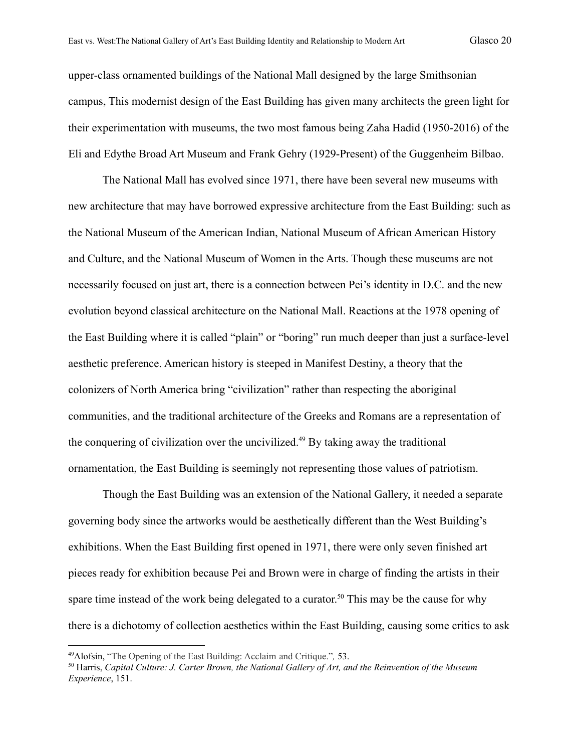upper-class ornamented buildings of the National Mall designed by the large Smithsonian campus, This modernist design of the East Building has given many architects the green light for their experimentation with museums, the two most famous being Zaha Hadid (1950-2016) of the Eli and Edythe Broad Art Museum and Frank Gehry (1929-Present) of the Guggenheim Bilbao.

The National Mall has evolved since 1971, there have been several new museums with new architecture that may have borrowed expressive architecture from the East Building: such as the National Museum of the American Indian, National Museum of African American History and Culture, and the National Museum of Women in the Arts. Though these museums are not necessarily focused on just art, there is a connection between Pei's identity in D.C. and the new evolution beyond classical architecture on the National Mall. Reactions at the 1978 opening of the East Building where it is called "plain" or "boring" run much deeper than just a surface-level aesthetic preference. American history is steeped in Manifest Destiny, a theory that the colonizers of North America bring "civilization" rather than respecting the aboriginal communities, and the traditional architecture of the Greeks and Romans are a representation of the conquering of civilization over the uncivilized.[49] By taking away the traditional ornamentation, the East Building is seemingly not representing those values of patriotism.

Though the East Building was an extension of the National Gallery, it needed a separate governing body since the artworks would be aesthetically different than the West Building's exhibitions. When the East Building first opened in 1971, there were only seven finished art pieces ready for exhibition because Pei and Brown were in charge of finding the artists in their spare time instead of the work being delegated to a curator.[50] This may be the cause for why there is a dichotomy of collection aesthetics within the East Building, causing some critics to ask

---

[49] Alofsin, "The Opening of the East Building: Acclaim and Critique.", 53.

[50] Harris, *Capital Culture: J. Carter Brown, the National Gallery of Art, and the Reinvention of the Museum Experience*, 151.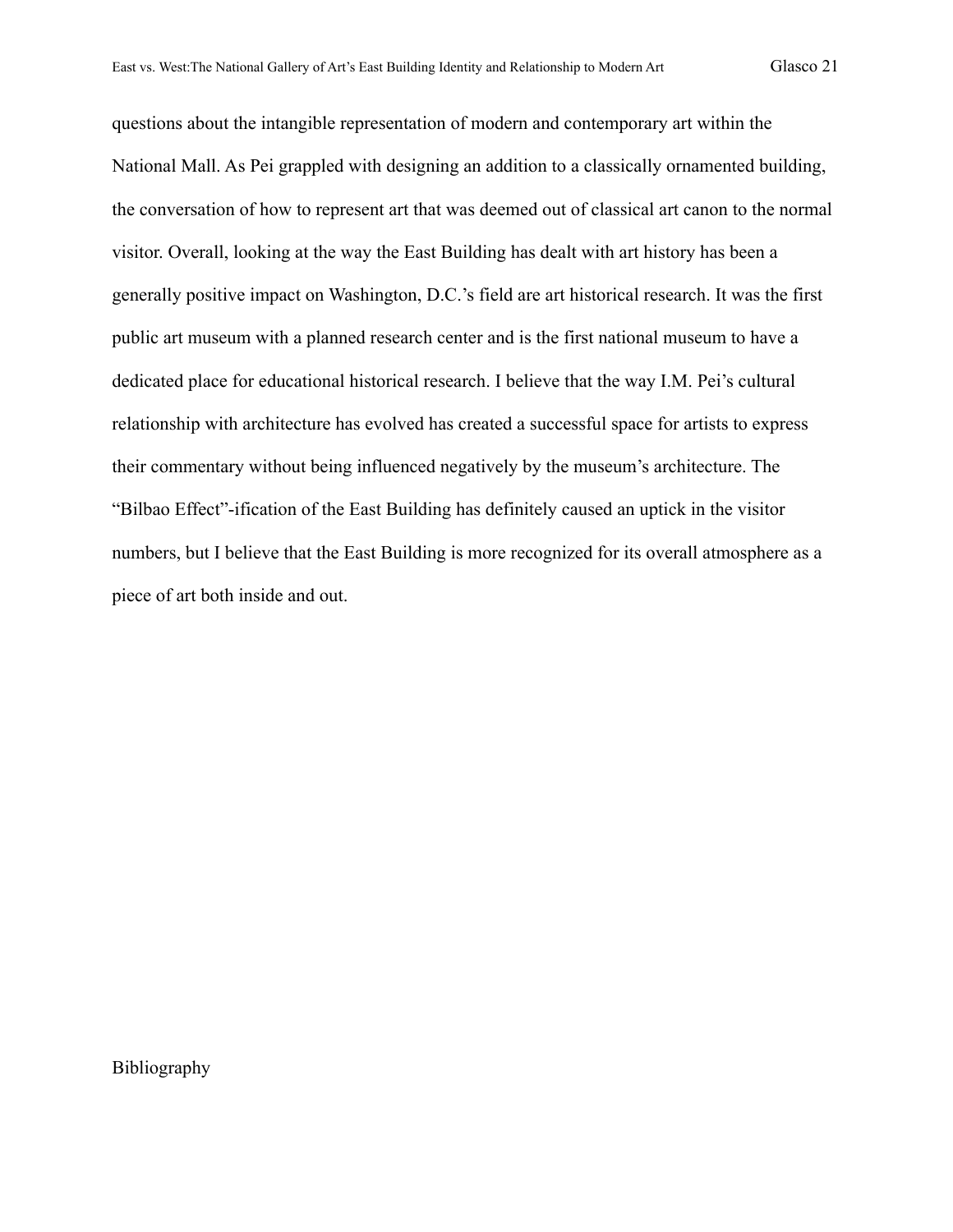questions about the intangible representation of modern and contemporary art within the National Mall. As Pei grappled with designing an addition to a classically ornamented building, the conversation of how to represent art that was deemed out of classical art canon to the normal visitor. Overall, looking at the way the East Building has dealt with art history has been a generally positive impact on Washington, D.C.'s field are art historical research. It was the first public art museum with a planned research center and is the first national museum to have a dedicated place for educational historical research. I believe that the way I.M. Pei's cultural relationship with architecture has evolved has created a successful space for artists to express their commentary without being influenced negatively by the museum's architecture. The "Bilbao Effect"-ification of the East Building has definitely caused an uptick in the visitor numbers, but I believe that the East Building is more recognized for its overall atmosphere as a piece of art both inside and out.

Bibliography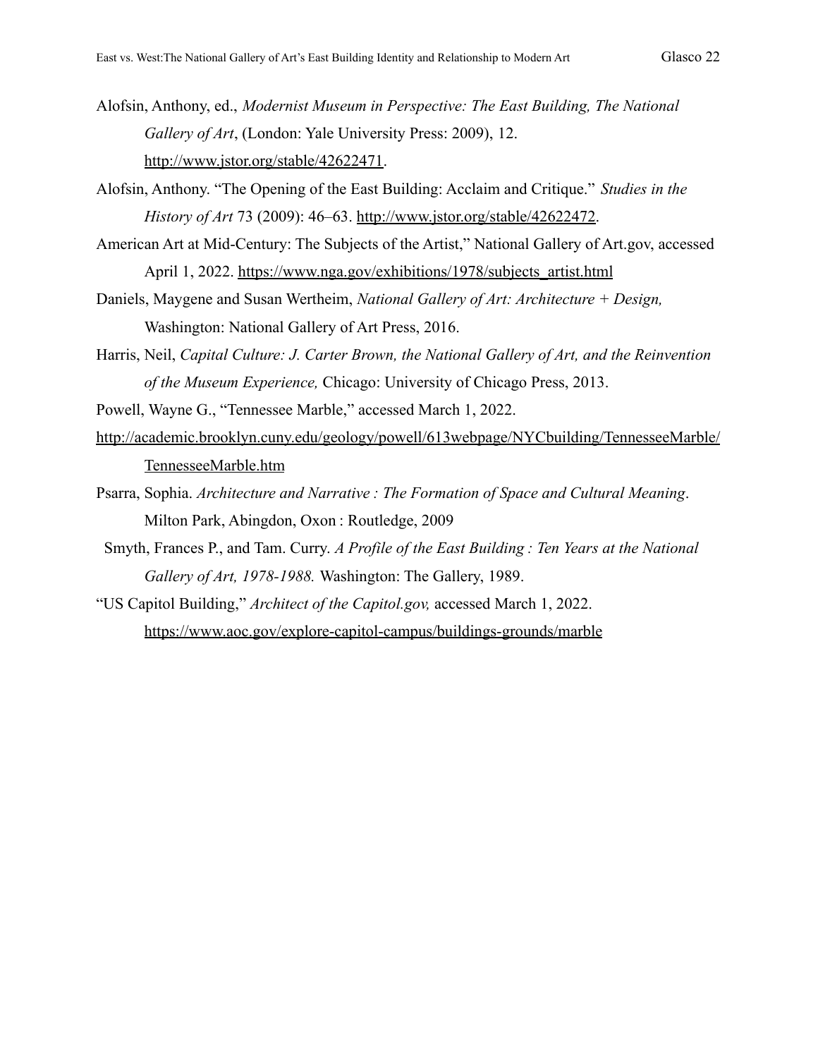Alofsin, Anthony, ed., *Modernist Museum in Perspective: The East Building, The National Gallery of Art*, (London: Yale University Press: 2009), 12. http://www.jstor.org/stable/42622471.

Alofsin, Anthony. "The Opening of the East Building: Acclaim and Critique." *Studies in the History of Art* 73 (2009): 46–63. http://www.jstor.org/stable/42622472.

American Art at Mid-Century: The Subjects of the Artist," National Gallery of Art.gov, accessed April 1, 2022. https://www.nga.gov/exhibitions/1978/subjects_artist.html

Daniels, Maygene and Susan Wertheim, *National Gallery of Art: Architecture + Design,* Washington: National Gallery of Art Press, 2016.

Harris, Neil, *Capital Culture: J. Carter Brown, the National Gallery of Art, and the Reinvention of the Museum Experience,* Chicago: University of Chicago Press, 2013.

Powell, Wayne G., "Tennessee Marble," accessed March 1, 2022. http://academic.brooklyn.cuny.edu/geology/powell/613webpage/NYCbuilding/TennesseeMarble/TennesseeMarble.htm

Psarra, Sophia. *Architecture and Narrative : The Formation of Space and Cultural Meaning*. Milton Park, Abingdon, Oxon : Routledge, 2009

Smyth, Frances P., and Tam. Curry. *A Profile of the East Building : Ten Years at the National Gallery of Art, 1978-1988.* Washington: The Gallery, 1989.

"US Capitol Building," *Architect of the Capitol.gov,* accessed March 1, 2022. https://www.aoc.gov/explore-capitol-campus/buildings-grounds/marble